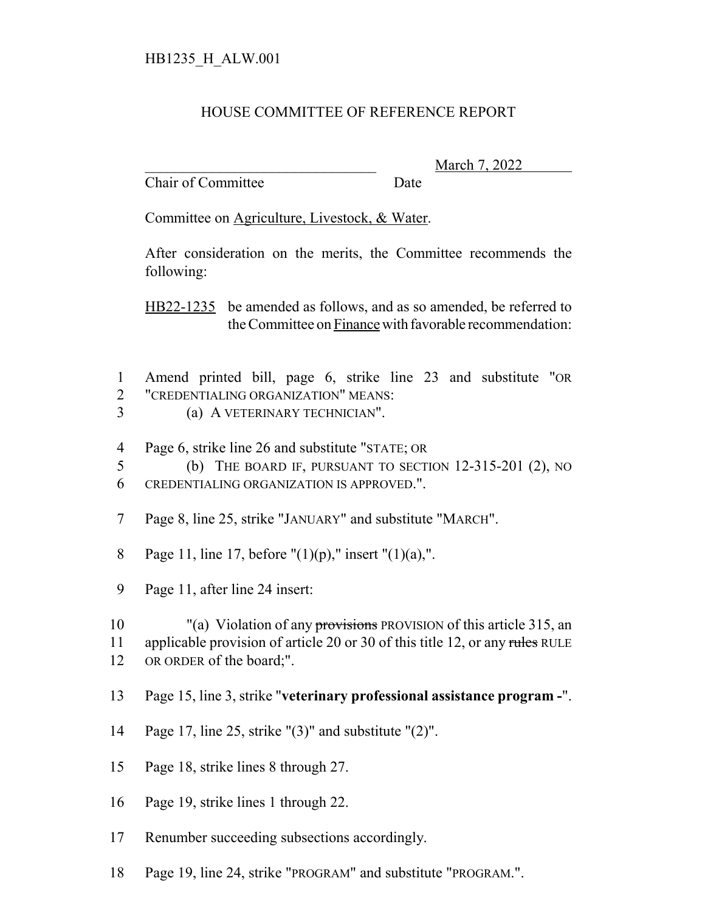HB1235_H_ALW.001

# HOUSE COMMITTEE OF REFERENCE REPORT

_______________________________ March 7, 2022
Chair of Committee Date

Committee on Agriculture, Livestock, & Water.

After consideration on the merits, the Committee recommends the following:

HB22-1235 be amended as follows, and as so amended, be referred to the Committee on Finance with favorable recommendation:

1 Amend printed bill, page 6, strike line 23 and substitute "OR
2 "CREDENTIALING ORGANIZATION" MEANS:
3 (a) A VETERINARY TECHNICIAN".

4 Page 6, strike line 26 and substitute "STATE; OR
5 (b) THE BOARD IF, PURSUANT TO SECTION 12-315-201 (2), NO
6 CREDENTIALING ORGANIZATION IS APPROVED.".

7 Page 8, line 25, strike "JANUARY" and substitute "MARCH".

8 Page 11, line 17, before "(1)(p)," insert "(1)(a),".

9 Page 11, after line 24 insert:

10 "(a) Violation of any ~~provisions~~ PROVISION of this article 315, an
11 applicable provision of article 20 or 30 of this title 12, or any ~~rules~~ RULE
12 OR ORDER of the board;".

13 Page 15, line 3, strike "**veterinary professional assistance program -**".

14 Page 17, line 25, strike "(3)" and substitute "(2)".

15 Page 18, strike lines 8 through 27.

16 Page 19, strike lines 1 through 22.

17 Renumber succeeding subsections accordingly.

18 Page 19, line 24, strike "PROGRAM" and substitute "PROGRAM.".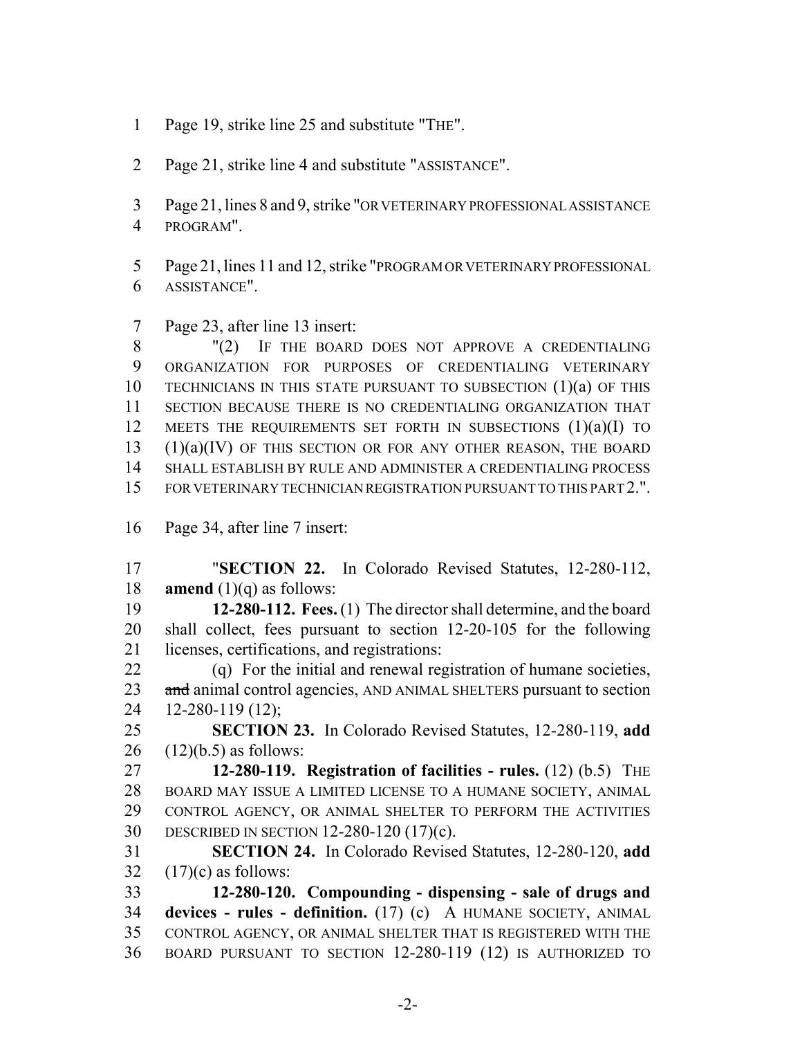Page 19, strike line 25 and substitute "THE".

Page 21, strike line 4 and substitute "ASSISTANCE".

Page 21, lines 8 and 9, strike "OR VETERINARY PROFESSIONAL ASSISTANCE PROGRAM".

Page 21, lines 11 and 12, strike "PROGRAM OR VETERINARY PROFESSIONAL ASSISTANCE".

Page 23, after line 13 insert:

"(2) IF THE BOARD DOES NOT APPROVE A CREDENTIALING ORGANIZATION FOR PURPOSES OF CREDENTIALING VETERINARY TECHNICIANS IN THIS STATE PURSUANT TO SUBSECTION (1)(a) OF THIS SECTION BECAUSE THERE IS NO CREDENTIALING ORGANIZATION THAT MEETS THE REQUIREMENTS SET FORTH IN SUBSECTIONS (1)(a)(I) TO (1)(a)(IV) OF THIS SECTION OR FOR ANY OTHER REASON, THE BOARD SHALL ESTABLISH BY RULE AND ADMINISTER A CREDENTIALING PROCESS FOR VETERINARY TECHNICIAN REGISTRATION PURSUANT TO THIS PART 2.".

Page 34, after line 7 insert:

"**SECTION 22.** In Colorado Revised Statutes, 12-280-112, **amend** (1)(q) as follows:

**12-280-112. Fees.** (1) The director shall determine, and the board shall collect, fees pursuant to section 12-20-105 for the following licenses, certifications, and registrations:

(q) For the initial and renewal registration of humane societies, ~~and~~ animal control agencies, AND ANIMAL SHELTERS pursuant to section 12-280-119 (12);

**SECTION 23.** In Colorado Revised Statutes, 12-280-119, **add** (12)(b.5) as follows:

**12-280-119. Registration of facilities - rules.** (12) (b.5) THE BOARD MAY ISSUE A LIMITED LICENSE TO A HUMANE SOCIETY, ANIMAL CONTROL AGENCY, OR ANIMAL SHELTER TO PERFORM THE ACTIVITIES DESCRIBED IN SECTION 12-280-120 (17)(c).

**SECTION 24.** In Colorado Revised Statutes, 12-280-120, **add** (17)(c) as follows:

**12-280-120. Compounding - dispensing - sale of drugs and devices - rules - definition.** (17) (c) A HUMANE SOCIETY, ANIMAL CONTROL AGENCY, OR ANIMAL SHELTER THAT IS REGISTERED WITH THE BOARD PURSUANT TO SECTION 12-280-119 (12) IS AUTHORIZED TO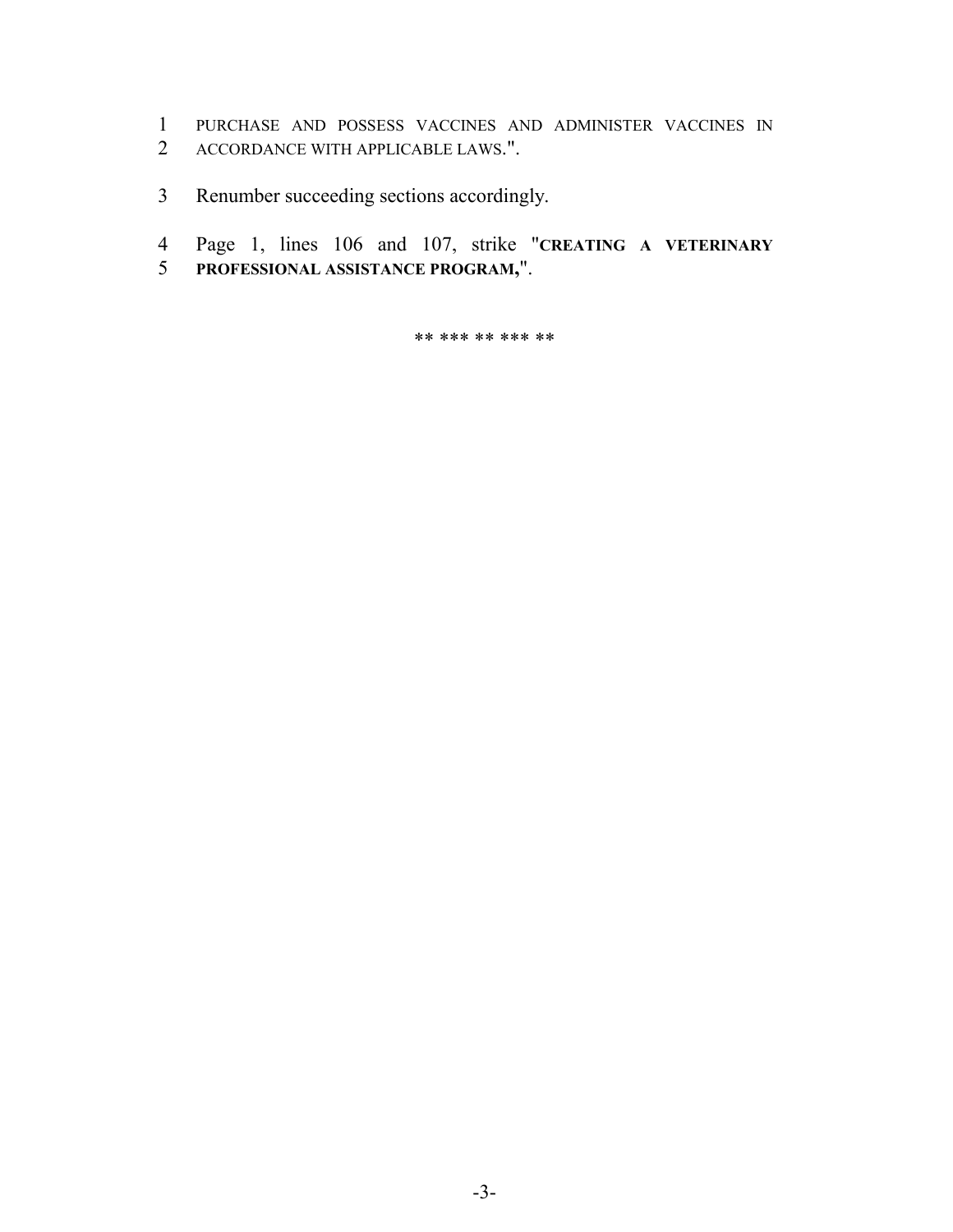1 PURCHASE AND POSSESS VACCINES AND ADMINISTER VACCINES IN
2 ACCORDANCE WITH APPLICABLE LAWS.".

3 Renumber succeeding sections accordingly.

4 Page 1, lines 106 and 107, strike "**CREATING A VETERINARY**
5 **PROFESSIONAL ASSISTANCE PROGRAM,**".

** *** ** *** **